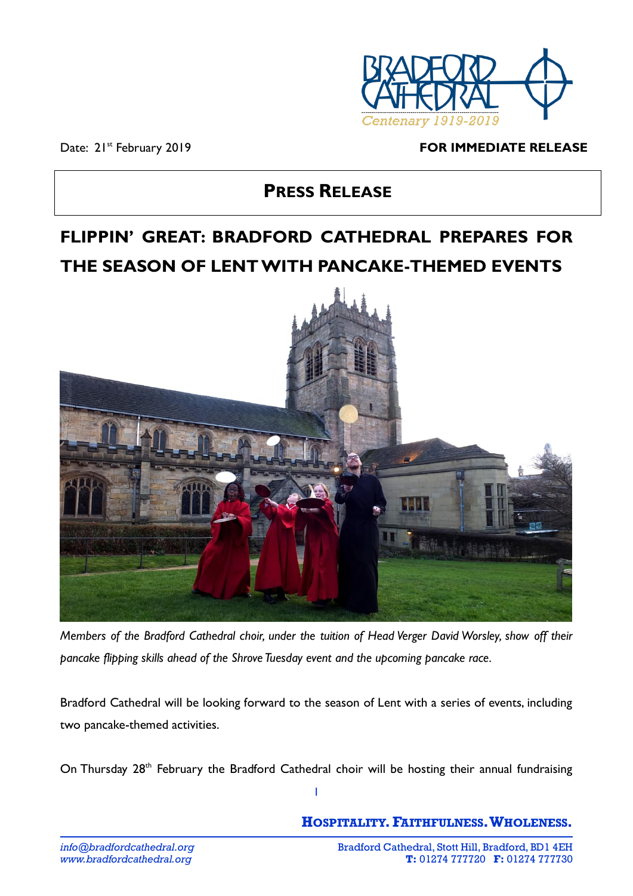Date: 21st February 2019

**FOR IMMEDIATE RELEASE**

## PRESS RELEASE

# FLIPPIN' GREAT: BRADFORD CATHEDRAL PREPARES FOR THE SEASON OF LENT WITH PANCAKE-THEMED EVENTS

*Members of the Bradford Cathedral choir, under the tuition of Head Verger David Worsley, show off their pancake flipping skills ahead of the Shrove Tuesday event and the upcoming pancake race.*

Bradford Cathedral will be looking forward to the season of Lent with a series of events, including two pancake-themed activities.

On Thursday 28th February the Bradford Cathedral choir will be hosting their annual fundraising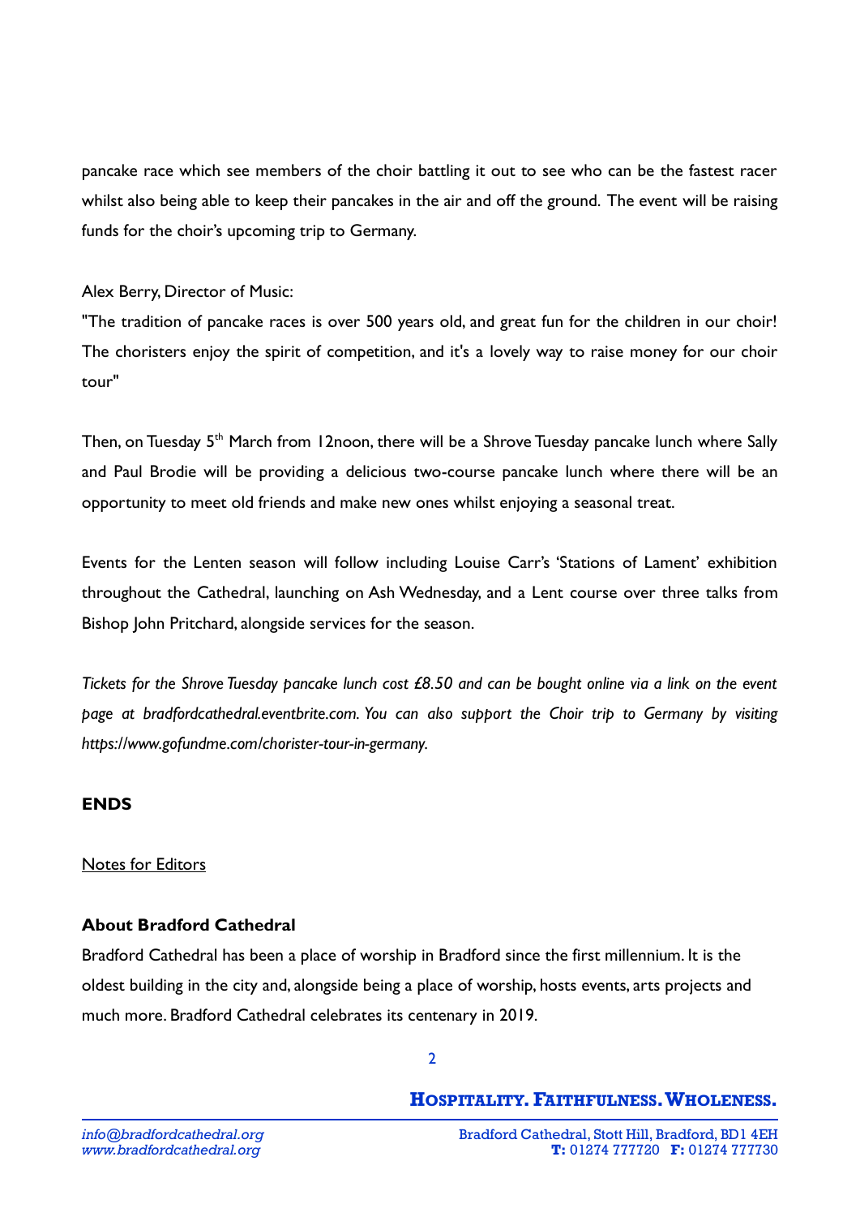pancake race which see members of the choir battling it out to see who can be the fastest racer whilst also being able to keep their pancakes in the air and off the ground. The event will be raising funds for the choir's upcoming trip to Germany.

Alex Berry, Director of Music:
"The tradition of pancake races is over 500 years old, and great fun for the children in our choir! The choristers enjoy the spirit of competition, and it's a lovely way to raise money for our choir tour"

Then, on Tuesday 5th March from 12noon, there will be a Shrove Tuesday pancake lunch where Sally and Paul Brodie will be providing a delicious two-course pancake lunch where there will be an opportunity to meet old friends and make new ones whilst enjoying a seasonal treat.

Events for the Lenten season will follow including Louise Carr's 'Stations of Lament' exhibition throughout the Cathedral, launching on Ash Wednesday, and a Lent course over three talks from Bishop John Pritchard, alongside services for the season.

*Tickets for the Shrove Tuesday pancake lunch cost £8.50 and can be bought online via a link on the event page at bradfordcathedral.eventbrite.com. You can also support the Choir trip to Germany by visiting https://www.gofundme.com/chorister-tour-in-germany.*

**ENDS**

Notes for Editors

**About Bradford Cathedral**

Bradford Cathedral has been a place of worship in Bradford since the first millennium. It is the oldest building in the city and, alongside being a place of worship, hosts events, arts projects and much more. Bradford Cathedral celebrates its centenary in 2019.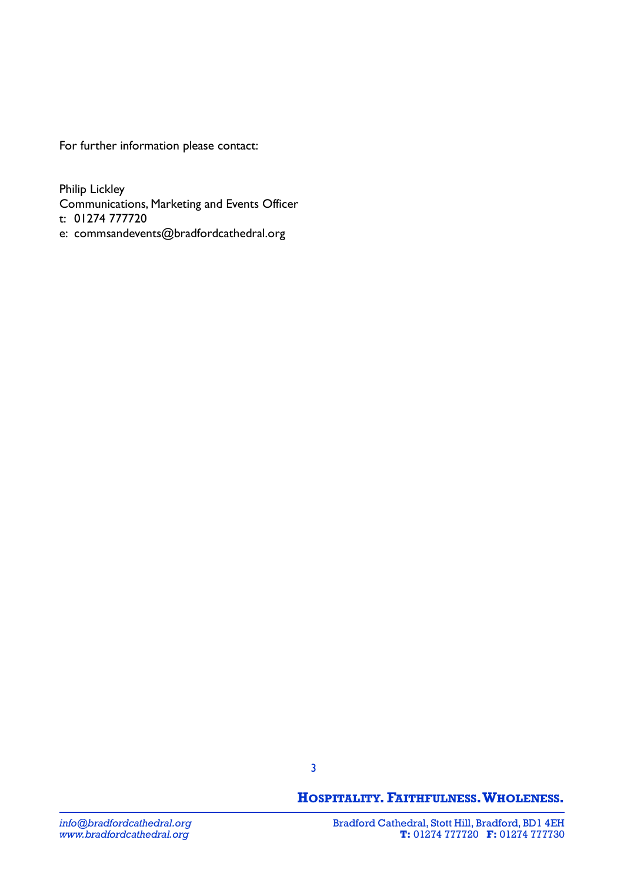For further information please contact:

Philip Lickley
Communications, Marketing and Events Officer
t: 01274 777720
e: commsandevents@bradfordcathedral.org